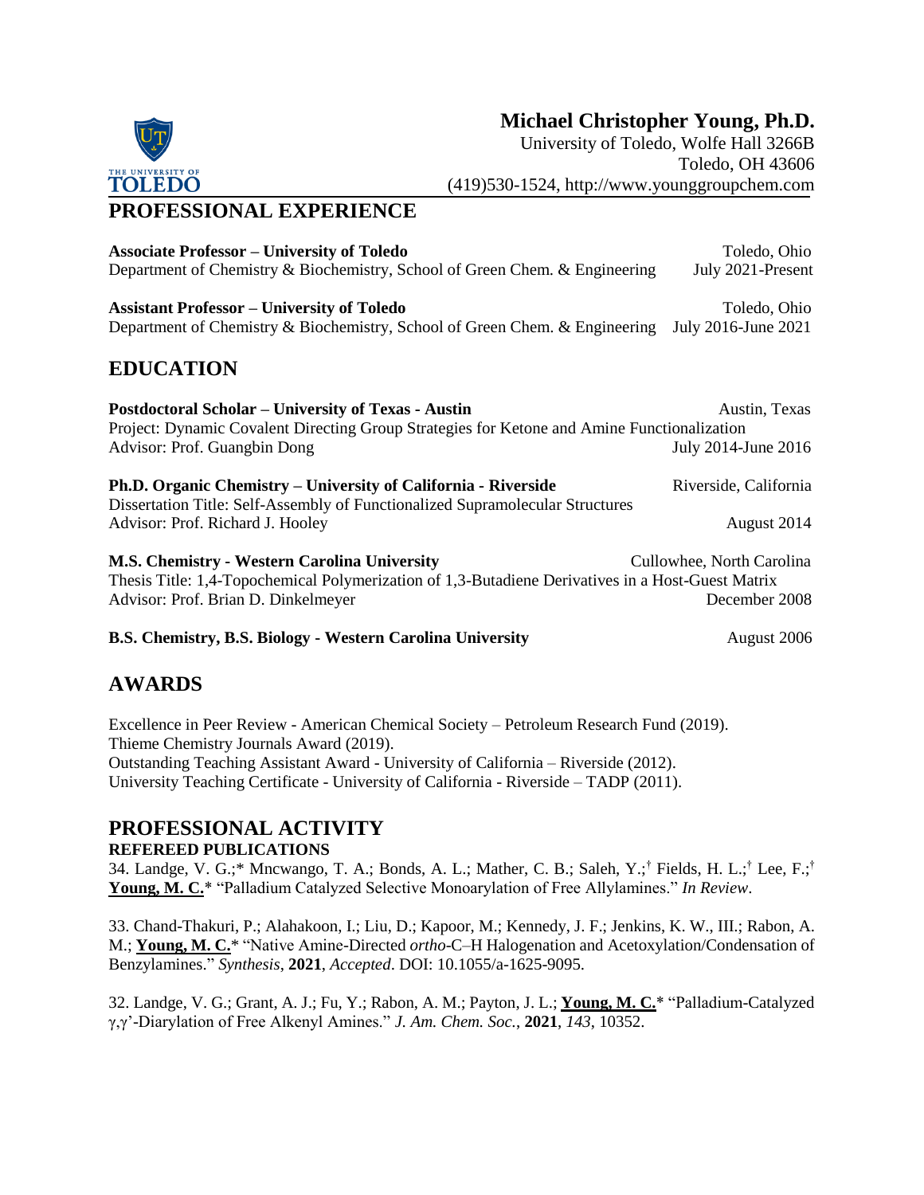# Michael Christopher Young, Ph.D.

University of Toledo, Wolfe Hall 3266B
Toledo, OH 43606
(419)530-1524, http://www.younggroupchem.com

## PROFESSIONAL EXPERIENCE

**Associate Professor – University of Toledo** — Toledo, Ohio
Department of Chemistry & Biochemistry, School of Green Chem. & Engineering — July 2021-Present

**Assistant Professor – University of Toledo** — Toledo, Ohio
Department of Chemistry & Biochemistry, School of Green Chem. & Engineering — July 2016-June 2021

## EDUCATION

**Postdoctoral Scholar – University of Texas - Austin** — Austin, Texas
Project: Dynamic Covalent Directing Group Strategies for Ketone and Amine Functionalization
Advisor: Prof. Guangbin Dong — July 2014-June 2016

**Ph.D. Organic Chemistry – University of California - Riverside** — Riverside, California
Dissertation Title: Self-Assembly of Functionalized Supramolecular Structures
Advisor: Prof. Richard J. Hooley — August 2014

**M.S. Chemistry - Western Carolina University** — Cullowhee, North Carolina
Thesis Title: 1,4-Topochemical Polymerization of 1,3-Butadiene Derivatives in a Host-Guest Matrix
Advisor: Prof. Brian D. Dinkelmeyer — December 2008

**B.S. Chemistry, B.S. Biology - Western Carolina University** — August 2006

## AWARDS

Excellence in Peer Review - American Chemical Society – Petroleum Research Fund (2019).
Thieme Chemistry Journals Award (2019).
Outstanding Teaching Assistant Award - University of California – Riverside (2012).
University Teaching Certificate - University of California - Riverside – TADP (2011).

## PROFESSIONAL ACTIVITY

### REFEREED PUBLICATIONS

34. Landge, V. G.;* Mncwango, T. A.; Bonds, A. L.; Mather, C. B.; Saleh, Y.;† Fields, H. L.;† Lee, F.;† **Young, M. C.*** "Palladium Catalyzed Selective Monoarylation of Free Allylamines." *In Review*.

33. Chand-Thakuri, P.; Alahakoon, I.; Liu, D.; Kapoor, M.; Kennedy, J. F.; Jenkins, K. W., III.; Rabon, A. M.; **Young, M. C.*** "Native Amine-Directed *ortho*-C–H Halogenation and Acetoxylation/Condensation of Benzylamines." *Synthesis*, **2021**, *Accepted*. DOI: 10.1055/a-1625-9095.

32. Landge, V. G.; Grant, A. J.; Fu, Y.; Rabon, A. M.; Payton, J. L.; **Young, M. C.*** "Palladium-Catalyzed γ,γ'-Diarylation of Free Alkenyl Amines." *J. Am. Chem. Soc.*, **2021**, *143*, 10352.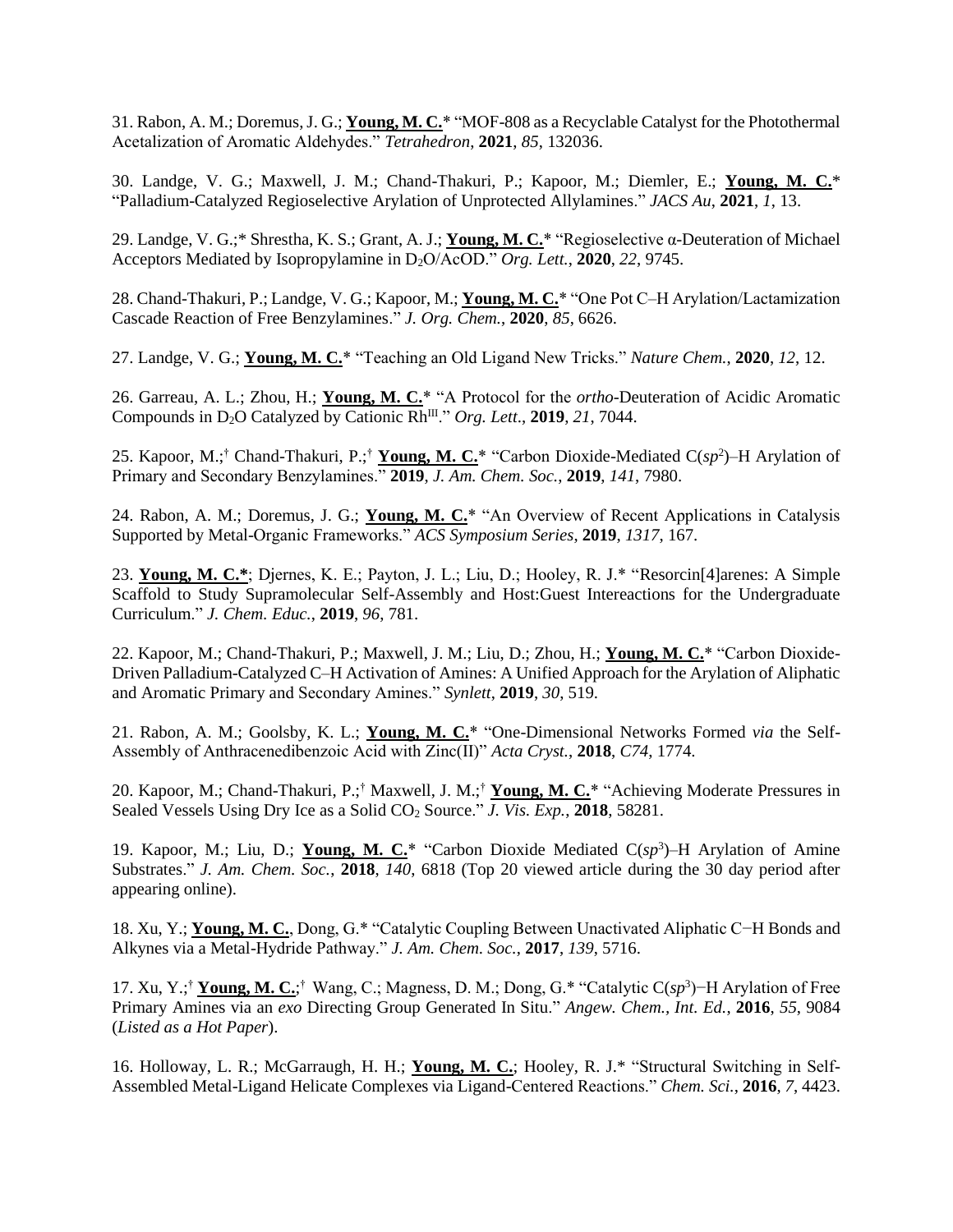31. Rabon, A. M.; Doremus, J. G.; **Young, M. C.*** "MOF-808 as a Recyclable Catalyst for the Photothermal Acetalization of Aromatic Aldehydes." *Tetrahedron*, **2021**, *85*, 132036.

30. Landge, V. G.; Maxwell, J. M.; Chand-Thakuri, P.; Kapoor, M.; Diemler, E.; **Young, M. C.*** "Palladium-Catalyzed Regioselective Arylation of Unprotected Allylamines." *JACS Au*, **2021**, *1*, 13.

29. Landge, V. G.;* Shrestha, K. S.; Grant, A. J.; **Young, M. C.*** "Regioselective α-Deuteration of Michael Acceptors Mediated by Isopropylamine in $D_2O$/AcOD." *Org. Lett.*, **2020**, *22*, 9745.

28. Chand-Thakuri, P.; Landge, V. G.; Kapoor, M.; **Young, M. C.*** "One Pot C–H Arylation/Lactamization Cascade Reaction of Free Benzylamines." *J. Org. Chem.*, **2020**, *85*, 6626.

27. Landge, V. G.; **Young, M. C.*** "Teaching an Old Ligand New Tricks." *Nature Chem.*, **2020**, *12*, 12.

26. Garreau, A. L.; Zhou, H.; **Young, M. C.*** "A Protocol for the *ortho*-Deuteration of Acidic Aromatic Compounds in $D_2O$ Catalyzed by Cationic $Rh^{III}$." *Org. Lett*., **2019**, *21*, 7044.

25. Kapoor, M.;[†] Chand-Thakuri, P.;[†] **Young, M. C.*** "Carbon Dioxide-Mediated C($sp^2$)–H Arylation of Primary and Secondary Benzylamines." **2019**, *J. Am. Chem. Soc.*, **2019**, *141*, 7980.

24. Rabon, A. M.; Doremus, J. G.; **Young, M. C.*** "An Overview of Recent Applications in Catalysis Supported by Metal-Organic Frameworks." *ACS Symposium Series*, **2019**, *1317*, 167.

23. **Young, M. C.***; Djernes, K. E.; Payton, J. L.; Liu, D.; Hooley, R. J.* "Resorcin[4]arenes: A Simple Scaffold to Study Supramolecular Self-Assembly and Host:Guest Intereactions for the Undergraduate Curriculum." *J. Chem. Educ.*, **2019**, *96*, 781.

22. Kapoor, M.; Chand-Thakuri, P.; Maxwell, J. M.; Liu, D.; Zhou, H.; **Young, M. C.*** "Carbon Dioxide-Driven Palladium-Catalyzed C–H Activation of Amines: A Unified Approach for the Arylation of Aliphatic and Aromatic Primary and Secondary Amines." *Synlett*, **2019**, *30*, 519.

21. Rabon, A. M.; Goolsby, K. L.; **Young, M. C.*** "One-Dimensional Networks Formed *via* the Self-Assembly of Anthracenedibenzoic Acid with Zinc(II)" *Acta Cryst.*, **2018**, *C74*, 1774.

20. Kapoor, M.; Chand-Thakuri, P.;[†] Maxwell, J. M.;[†] **Young, M. C.*** "Achieving Moderate Pressures in Sealed Vessels Using Dry Ice as a Solid $CO_2$ Source." *J. Vis. Exp.*, **2018**, 58281.

19. Kapoor, M.; Liu, D.; **Young, M. C.*** "Carbon Dioxide Mediated C($sp^3$)–H Arylation of Amine Substrates." *J. Am. Chem. Soc.*, **2018**, *140*, 6818 (Top 20 viewed article during the 30 day period after appearing online).

18. Xu, Y.; **Young, M. C.**, Dong, G.* "Catalytic Coupling Between Unactivated Aliphatic C−H Bonds and Alkynes via a Metal-Hydride Pathway." *J. Am. Chem. Soc.*, **2017**, *139*, 5716.

17. Xu, Y.;[†] **Young, M. C.**;[†] Wang, C.; Magness, D. M.; Dong, G.* "Catalytic C($sp^3$)−H Arylation of Free Primary Amines via an *exo* Directing Group Generated In Situ." *Angew. Chem., Int. Ed.*, **2016**, *55*, 9084 (*Listed as a Hot Paper*).

16. Holloway, L. R.; McGarraugh, H. H.; **Young, M. C.**; Hooley, R. J.* "Structural Switching in Self-Assembled Metal-Ligand Helicate Complexes via Ligand-Centered Reactions." *Chem. Sci.*, **2016**, *7*, 4423.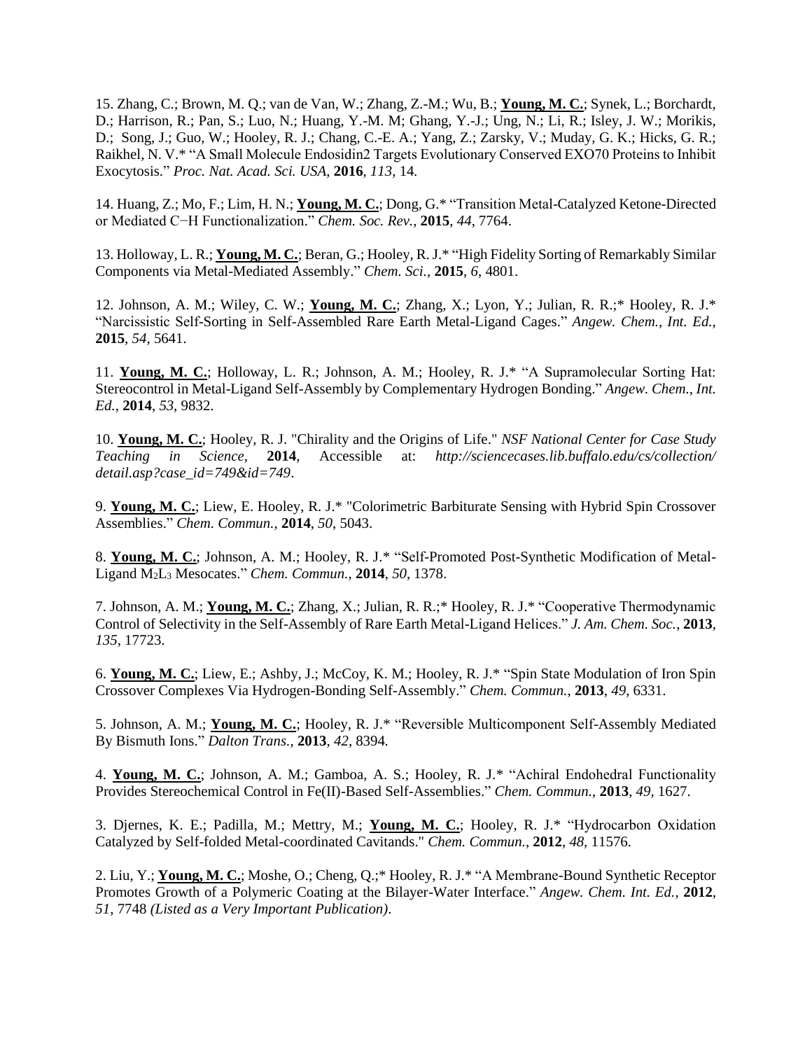15. Zhang, C.; Brown, M. Q.; van de Van, W.; Zhang, Z.-M.; Wu, B.; **Young, M. C.**; Synek, L.; Borchardt, D.; Harrison, R.; Pan, S.; Luo, N.; Huang, Y.-M. M; Ghang, Y.-J.; Ung, N.; Li, R.; Isley, J. W.; Morikis, D.; Song, J.; Guo, W.; Hooley, R. J.; Chang, C.-E. A.; Yang, Z.; Zarsky, V.; Muday, G. K.; Hicks, G. R.; Raikhel, N. V.* "A Small Molecule Endosidin2 Targets Evolutionary Conserved EXO70 Proteins to Inhibit Exocytosis." *Proc. Nat. Acad. Sci. USA*, **2016**, *113*, 14.

14. Huang, Z.; Mo, F.; Lim, H. N.; **Young, M. C.**; Dong, G.* "Transition Metal-Catalyzed Ketone-Directed or Mediated C−H Functionalization." *Chem. Soc. Rev.*, **2015**, *44*, 7764.

13. Holloway, L. R.; **Young, M. C.**; Beran, G.; Hooley, R. J.* "High Fidelity Sorting of Remarkably Similar Components via Metal-Mediated Assembly." *Chem. Sci.*, **2015**, *6*, 4801.

12. Johnson, A. M.; Wiley, C. W.; **Young, M. C.**; Zhang, X.; Lyon, Y.; Julian, R. R.;* Hooley, R. J.* "Narcissistic Self-Sorting in Self-Assembled Rare Earth Metal-Ligand Cages." *Angew. Chem., Int. Ed.*, **2015**, *54*, 5641.

11. **Young, M. C.**; Holloway, L. R.; Johnson, A. M.; Hooley, R. J.* "A Supramolecular Sorting Hat: Stereocontrol in Metal-Ligand Self-Assembly by Complementary Hydrogen Bonding." *Angew. Chem., Int. Ed.*, **2014**, *53*, 9832.

10. **Young, M. C.**; Hooley, R. J. "Chirality and the Origins of Life." *NSF National Center for Case Study Teaching in Science*, **2014**, Accessible at: *http://sciencecases.lib.buffalo.edu/cs/collection/detail.asp?case_id=749&id=749*.

9. **Young, M. C.**; Liew, E. Hooley, R. J.* "Colorimetric Barbiturate Sensing with Hybrid Spin Crossover Assemblies." *Chem. Commun.*, **2014**, *50*, 5043.

8. **Young, M. C.**; Johnson, A. M.; Hooley, R. J.* "Self-Promoted Post-Synthetic Modification of Metal-Ligand $M_2L_3$ Mesocates." *Chem. Commun.*, **2014**, *50*, 1378.

7. Johnson, A. M.; **Young, M. C.**; Zhang, X.; Julian, R. R.;* Hooley, R. J.* "Cooperative Thermodynamic Control of Selectivity in the Self-Assembly of Rare Earth Metal-Ligand Helices." *J. Am. Chem. Soc.*, **2013**, *135*, 17723.

6. **Young, M. C.**; Liew, E.; Ashby, J.; McCoy, K. M.; Hooley, R. J.* "Spin State Modulation of Iron Spin Crossover Complexes Via Hydrogen-Bonding Self-Assembly." *Chem. Commun.*, **2013**, *49*, 6331.

5. Johnson, A. M.; **Young, M. C.**; Hooley, R. J.* "Reversible Multicomponent Self-Assembly Mediated By Bismuth Ions." *Dalton Trans.*, **2013**, *42*, 8394.

4. **Young, M. C.**; Johnson, A. M.; Gamboa, A. S.; Hooley, R. J.* "Achiral Endohedral Functionality Provides Stereochemical Control in Fe(II)-Based Self-Assemblies." *Chem. Commun.*, **2013**, *49*, 1627.

3. Djernes, K. E.; Padilla, M.; Mettry, M.; **Young, M. C.**; Hooley, R. J.* "Hydrocarbon Oxidation Catalyzed by Self-folded Metal-coordinated Cavitands." *Chem. Commun.*, **2012**, *48*, 11576.

2. Liu, Y.; **Young, M. C.**; Moshe, O.; Cheng, Q.;* Hooley, R. J.* "A Membrane-Bound Synthetic Receptor Promotes Growth of a Polymeric Coating at the Bilayer-Water Interface." *Angew. Chem. Int. Ed.*, **2012**, *51*, 7748 *(Listed as a Very Important Publication)*.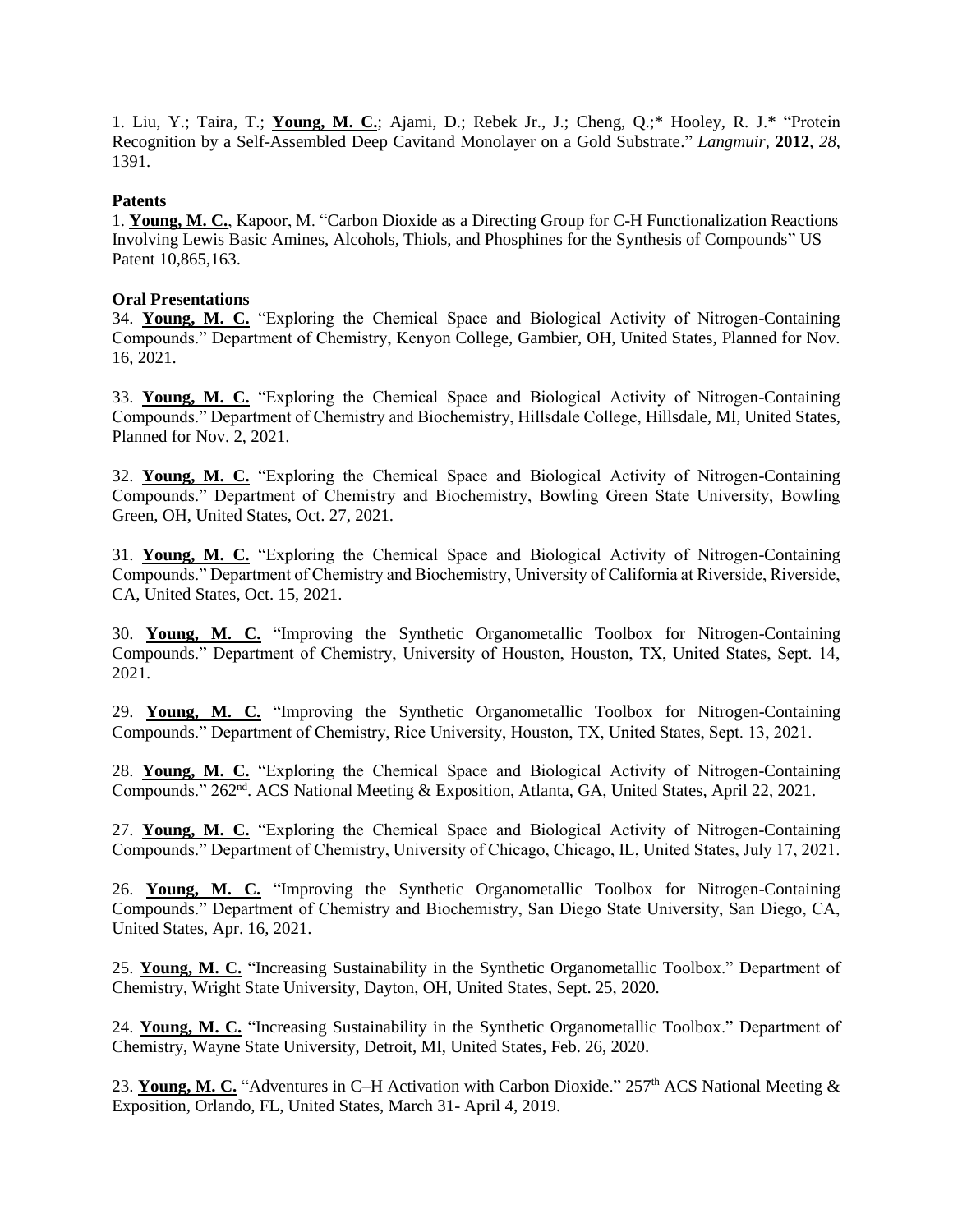1. Liu, Y.; Taira, T.; **Young, M. C.**; Ajami, D.; Rebek Jr., J.; Cheng, Q.;* Hooley, R. J.* "Protein Recognition by a Self-Assembled Deep Cavitand Monolayer on a Gold Substrate." *Langmuir*, **2012**, *28*, 1391.

**Patents**

1. **Young, M. C.**, Kapoor, M. "Carbon Dioxide as a Directing Group for C-H Functionalization Reactions Involving Lewis Basic Amines, Alcohols, Thiols, and Phosphines for the Synthesis of Compounds" US Patent 10,865,163.

**Oral Presentations**

34. **Young, M. C.** "Exploring the Chemical Space and Biological Activity of Nitrogen-Containing Compounds." Department of Chemistry, Kenyon College, Gambier, OH, United States, Planned for Nov. 16, 2021.

33. **Young, M. C.** "Exploring the Chemical Space and Biological Activity of Nitrogen-Containing Compounds." Department of Chemistry and Biochemistry, Hillsdale College, Hillsdale, MI, United States, Planned for Nov. 2, 2021.

32. **Young, M. C.** "Exploring the Chemical Space and Biological Activity of Nitrogen-Containing Compounds." Department of Chemistry and Biochemistry, Bowling Green State University, Bowling Green, OH, United States, Oct. 27, 2021.

31. **Young, M. C.** "Exploring the Chemical Space and Biological Activity of Nitrogen-Containing Compounds." Department of Chemistry and Biochemistry, University of California at Riverside, Riverside, CA, United States, Oct. 15, 2021.

30. **Young, M. C.** "Improving the Synthetic Organometallic Toolbox for Nitrogen-Containing Compounds." Department of Chemistry, University of Houston, Houston, TX, United States, Sept. 14, 2021.

29. **Young, M. C.** "Improving the Synthetic Organometallic Toolbox for Nitrogen-Containing Compounds." Department of Chemistry, Rice University, Houston, TX, United States, Sept. 13, 2021.

28. **Young, M. C.** "Exploring the Chemical Space and Biological Activity of Nitrogen-Containing Compounds." 262nd. ACS National Meeting & Exposition, Atlanta, GA, United States, April 22, 2021.

27. **Young, M. C.** "Exploring the Chemical Space and Biological Activity of Nitrogen-Containing Compounds." Department of Chemistry, University of Chicago, Chicago, IL, United States, July 17, 2021.

26. **Young, M. C.** "Improving the Synthetic Organometallic Toolbox for Nitrogen-Containing Compounds." Department of Chemistry and Biochemistry, San Diego State University, San Diego, CA, United States, Apr. 16, 2021.

25. **Young, M. C.** "Increasing Sustainability in the Synthetic Organometallic Toolbox." Department of Chemistry, Wright State University, Dayton, OH, United States, Sept. 25, 2020.

24. **Young, M. C.** "Increasing Sustainability in the Synthetic Organometallic Toolbox." Department of Chemistry, Wayne State University, Detroit, MI, United States, Feb. 26, 2020.

23. **Young, M. C.** "Adventures in C–H Activation with Carbon Dioxide." 257th ACS National Meeting & Exposition, Orlando, FL, United States, March 31- April 4, 2019.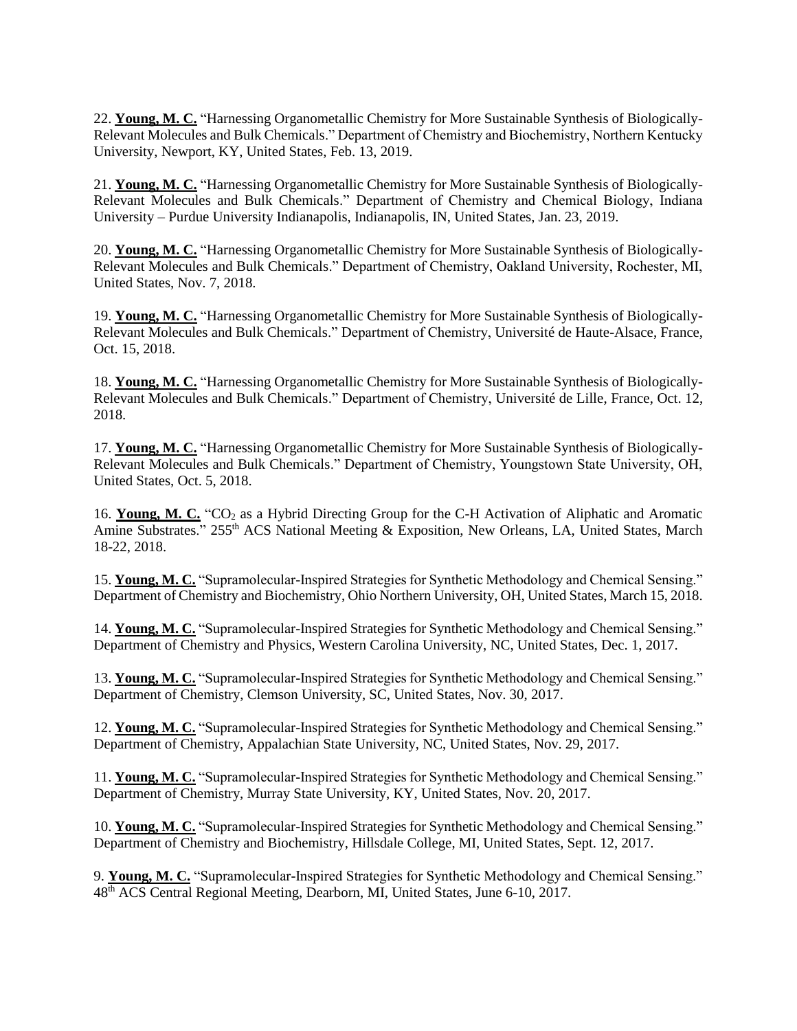22. **Young, M. C.** “Harnessing Organometallic Chemistry for More Sustainable Synthesis of Biologically-Relevant Molecules and Bulk Chemicals.” Department of Chemistry and Biochemistry, Northern Kentucky University, Newport, KY, United States, Feb. 13, 2019.

21. **Young, M. C.** “Harnessing Organometallic Chemistry for More Sustainable Synthesis of Biologically-Relevant Molecules and Bulk Chemicals.” Department of Chemistry and Chemical Biology, Indiana University – Purdue University Indianapolis, Indianapolis, IN, United States, Jan. 23, 2019.

20. **Young, M. C.** “Harnessing Organometallic Chemistry for More Sustainable Synthesis of Biologically-Relevant Molecules and Bulk Chemicals.” Department of Chemistry, Oakland University, Rochester, MI, United States, Nov. 7, 2018.

19. **Young, M. C.** “Harnessing Organometallic Chemistry for More Sustainable Synthesis of Biologically-Relevant Molecules and Bulk Chemicals.” Department of Chemistry, Université de Haute-Alsace, France, Oct. 15, 2018.

18. **Young, M. C.** “Harnessing Organometallic Chemistry for More Sustainable Synthesis of Biologically-Relevant Molecules and Bulk Chemicals.” Department of Chemistry, Université de Lille, France, Oct. 12, 2018.

17. **Young, M. C.** “Harnessing Organometallic Chemistry for More Sustainable Synthesis of Biologically-Relevant Molecules and Bulk Chemicals.” Department of Chemistry, Youngstown State University, OH, United States, Oct. 5, 2018.

16. **Young, M. C.** “$CO_2$ as a Hybrid Directing Group for the C-H Activation of Aliphatic and Aromatic Amine Substrates.” 255th ACS National Meeting & Exposition, New Orleans, LA, United States, March 18-22, 2018.

15. **Young, M. C.** “Supramolecular-Inspired Strategies for Synthetic Methodology and Chemical Sensing.” Department of Chemistry and Biochemistry, Ohio Northern University, OH, United States, March 15, 2018.

14. **Young, M. C.** “Supramolecular-Inspired Strategies for Synthetic Methodology and Chemical Sensing.” Department of Chemistry and Physics, Western Carolina University, NC, United States, Dec. 1, 2017.

13. **Young, M. C.** “Supramolecular-Inspired Strategies for Synthetic Methodology and Chemical Sensing.” Department of Chemistry, Clemson University, SC, United States, Nov. 30, 2017.

12. **Young, M. C.** “Supramolecular-Inspired Strategies for Synthetic Methodology and Chemical Sensing.” Department of Chemistry, Appalachian State University, NC, United States, Nov. 29, 2017.

11. **Young, M. C.** “Supramolecular-Inspired Strategies for Synthetic Methodology and Chemical Sensing.” Department of Chemistry, Murray State University, KY, United States, Nov. 20, 2017.

10. **Young, M. C.** “Supramolecular-Inspired Strategies for Synthetic Methodology and Chemical Sensing.” Department of Chemistry and Biochemistry, Hillsdale College, MI, United States, Sept. 12, 2017.

9. **Young, M. C.** “Supramolecular-Inspired Strategies for Synthetic Methodology and Chemical Sensing.” 48th ACS Central Regional Meeting, Dearborn, MI, United States, June 6-10, 2017.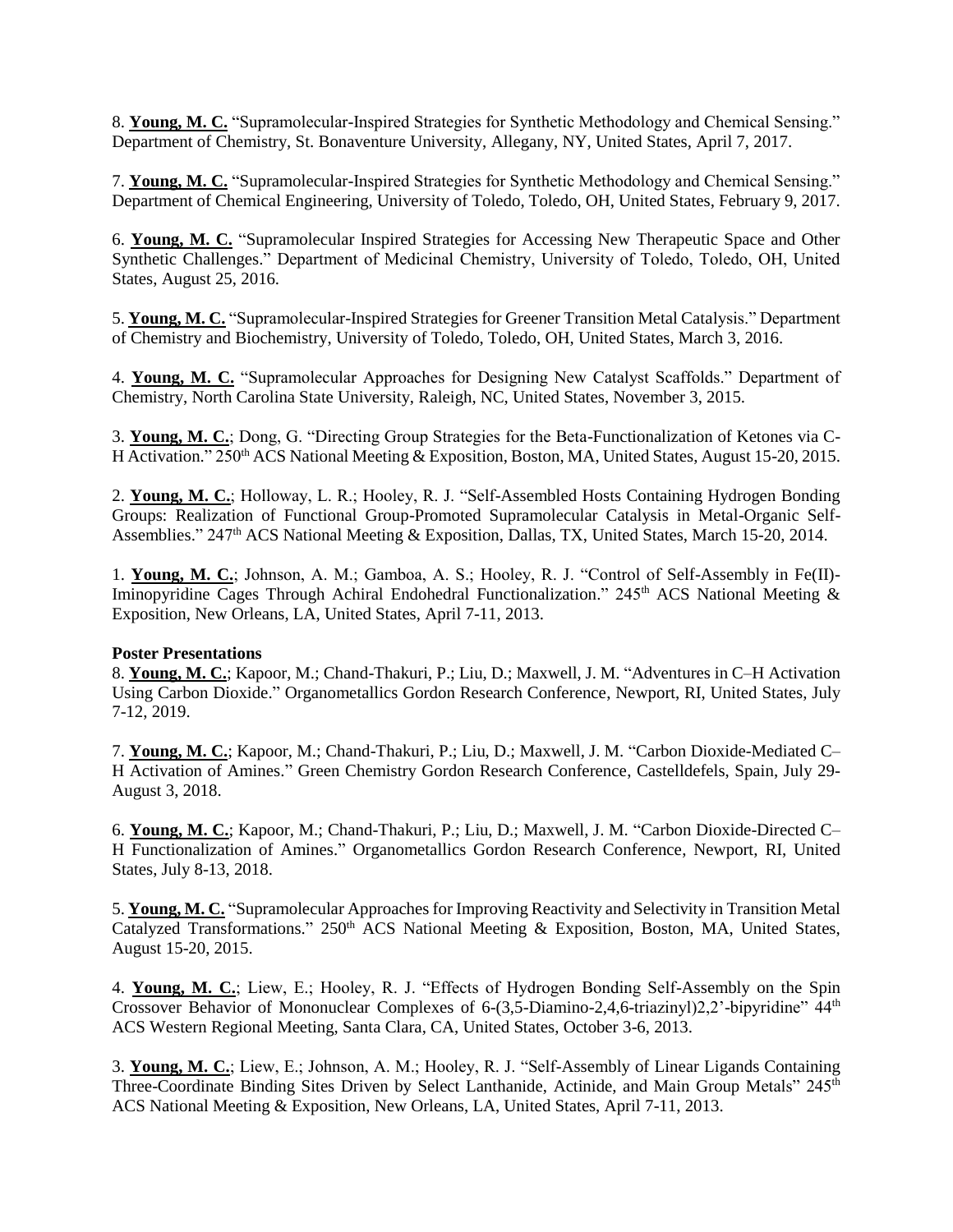8. **Young, M. C.** "Supramolecular-Inspired Strategies for Synthetic Methodology and Chemical Sensing." Department of Chemistry, St. Bonaventure University, Allegany, NY, United States, April 7, 2017.

7. **Young, M. C.** "Supramolecular-Inspired Strategies for Synthetic Methodology and Chemical Sensing." Department of Chemical Engineering, University of Toledo, Toledo, OH, United States, February 9, 2017.

6. **Young, M. C.** "Supramolecular Inspired Strategies for Accessing New Therapeutic Space and Other Synthetic Challenges." Department of Medicinal Chemistry, University of Toledo, Toledo, OH, United States, August 25, 2016.

5. **Young, M. C.** "Supramolecular-Inspired Strategies for Greener Transition Metal Catalysis." Department of Chemistry and Biochemistry, University of Toledo, Toledo, OH, United States, March 3, 2016.

4. **Young, M. C.** "Supramolecular Approaches for Designing New Catalyst Scaffolds." Department of Chemistry, North Carolina State University, Raleigh, NC, United States, November 3, 2015.

3. **Young, M. C.**; Dong, G. "Directing Group Strategies for the Beta-Functionalization of Ketones via C-H Activation." 250th ACS National Meeting & Exposition, Boston, MA, United States, August 15-20, 2015.

2. **Young, M. C.**; Holloway, L. R.; Hooley, R. J. "Self-Assembled Hosts Containing Hydrogen Bonding Groups: Realization of Functional Group-Promoted Supramolecular Catalysis in Metal-Organic Self-Assemblies." 247th ACS National Meeting & Exposition, Dallas, TX, United States, March 15-20, 2014.

1. **Young, M. C.**; Johnson, A. M.; Gamboa, A. S.; Hooley, R. J. "Control of Self-Assembly in Fe(II)-Iminopyridine Cages Through Achiral Endohedral Functionalization." 245th ACS National Meeting & Exposition, New Orleans, LA, United States, April 7-11, 2013.

**Poster Presentations**

8. **Young, M. C.**; Kapoor, M.; Chand-Thakuri, P.; Liu, D.; Maxwell, J. M. "Adventures in C–H Activation Using Carbon Dioxide." Organometallics Gordon Research Conference, Newport, RI, United States, July 7-12, 2019.

7. **Young, M. C.**; Kapoor, M.; Chand-Thakuri, P.; Liu, D.; Maxwell, J. M. "Carbon Dioxide-Mediated C–H Activation of Amines." Green Chemistry Gordon Research Conference, Castelldefels, Spain, July 29-August 3, 2018.

6. **Young, M. C.**; Kapoor, M.; Chand-Thakuri, P.; Liu, D.; Maxwell, J. M. "Carbon Dioxide-Directed C–H Functionalization of Amines." Organometallics Gordon Research Conference, Newport, RI, United States, July 8-13, 2018.

5. **Young, M. C.** "Supramolecular Approaches for Improving Reactivity and Selectivity in Transition Metal Catalyzed Transformations." 250th ACS National Meeting & Exposition, Boston, MA, United States, August 15-20, 2015.

4. **Young, M. C.**; Liew, E.; Hooley, R. J. "Effects of Hydrogen Bonding Self-Assembly on the Spin Crossover Behavior of Mononuclear Complexes of 6-(3,5-Diamino-2,4,6-triazinyl)2,2'-bipyridine" 44th ACS Western Regional Meeting, Santa Clara, CA, United States, October 3-6, 2013.

3. **Young, M. C.**; Liew, E.; Johnson, A. M.; Hooley, R. J. "Self-Assembly of Linear Ligands Containing Three-Coordinate Binding Sites Driven by Select Lanthanide, Actinide, and Main Group Metals" 245th ACS National Meeting & Exposition, New Orleans, LA, United States, April 7-11, 2013.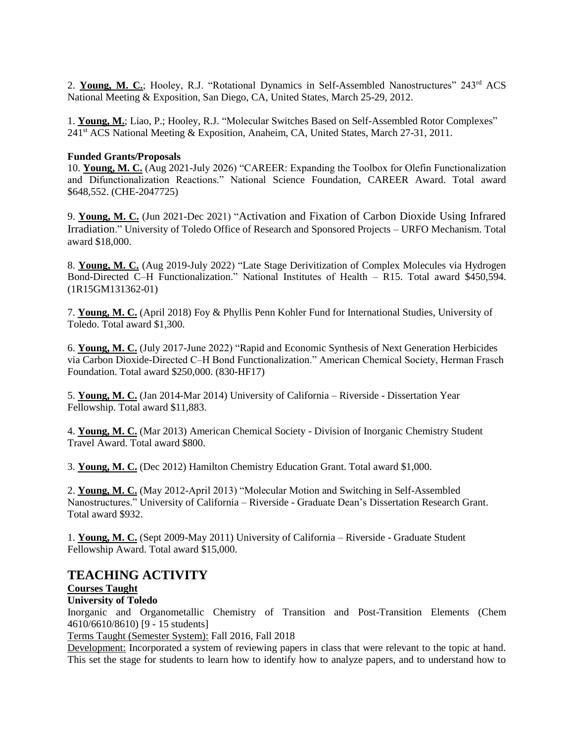2. **Young, M. C.**; Hooley, R.J. "Rotational Dynamics in Self-Assembled Nanostructures" 243rd ACS National Meeting & Exposition, San Diego, CA, United States, March 25-29, 2012.

1. **Young, M.**; Liao, P.; Hooley, R.J. "Molecular Switches Based on Self-Assembled Rotor Complexes" 241st ACS National Meeting & Exposition, Anaheim, CA, United States, March 27-31, 2011.

**Funded Grants/Proposals**

10. **Young, M. C.** (Aug 2021-July 2026) "CAREER: Expanding the Toolbox for Olefin Functionalization and Difunctionalization Reactions." National Science Foundation, CAREER Award. Total award $648,552. (CHE-2047725)

9. **Young, M. C.** (Jun 2021-Dec 2021) "Activation and Fixation of Carbon Dioxide Using Infrared Irradiation." University of Toledo Office of Research and Sponsored Projects – URFO Mechanism. Total award $18,000.

8. **Young, M. C.** (Aug 2019-July 2022) "Late Stage Derivitization of Complex Molecules via Hydrogen Bond-Directed C–H Functionalization." National Institutes of Health – R15. Total award $450,594. (1R15GM131362-01)

7. **Young, M. C.** (April 2018) Foy & Phyllis Penn Kohler Fund for International Studies, University of Toledo. Total award $1,300.

6. **Young, M. C.** (July 2017-June 2022) "Rapid and Economic Synthesis of Next Generation Herbicides via Carbon Dioxide-Directed C–H Bond Functionalization." American Chemical Society, Herman Frasch Foundation. Total award $250,000. (830-HF17)

5. **Young, M. C.** (Jan 2014-Mar 2014) University of California – Riverside - Dissertation Year Fellowship. Total award $11,883.

4. **Young, M. C.** (Mar 2013) American Chemical Society - Division of Inorganic Chemistry Student Travel Award. Total award $800.

3. **Young, M. C.** (Dec 2012) Hamilton Chemistry Education Grant. Total award $1,000.

2. **Young, M. C.** (May 2012-April 2013) "Molecular Motion and Switching in Self-Assembled Nanostructures." University of California – Riverside - Graduate Dean's Dissertation Research Grant. Total award $932.

1. **Young, M. C.** (Sept 2009-May 2011) University of California – Riverside - Graduate Student Fellowship Award. Total award $15,000.

# TEACHING ACTIVITY

**Courses Taught**

**University of Toledo**

Inorganic and Organometallic Chemistry of Transition and Post-Transition Elements (Chem 4610/6610/8610) [9 - 15 students]

Terms Taught (Semester System): Fall 2016, Fall 2018

Development: Incorporated a system of reviewing papers in class that were relevant to the topic at hand. This set the stage for students to learn how to identify how to analyze papers, and to understand how to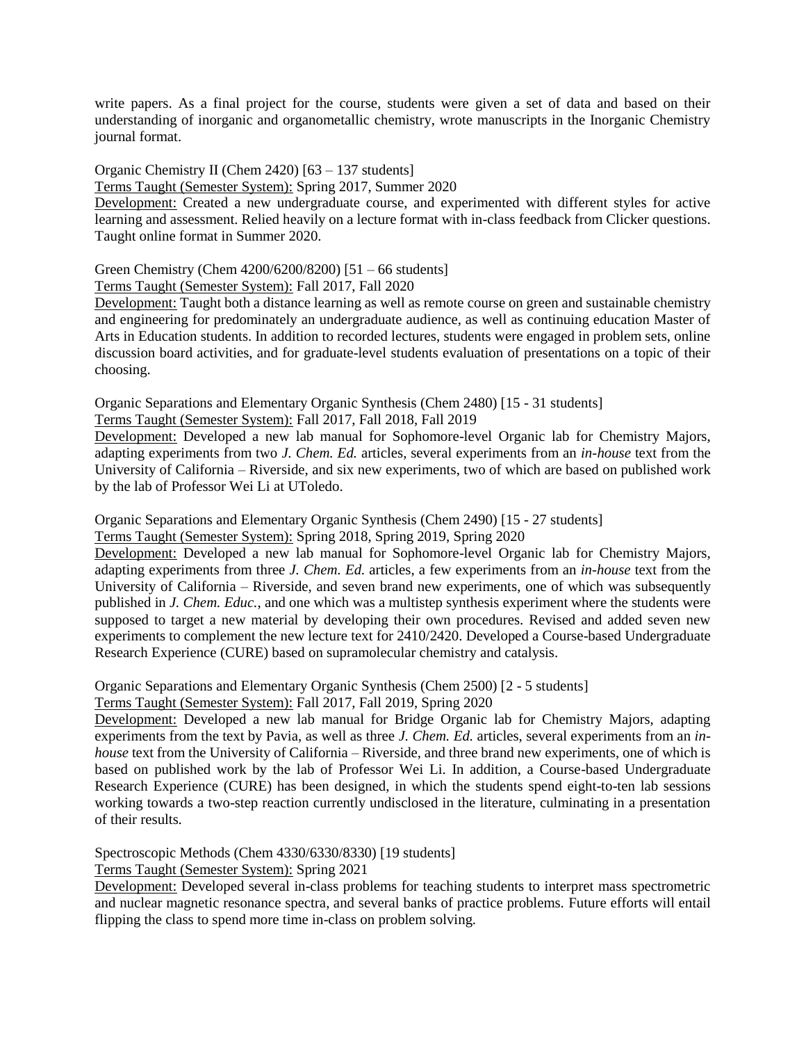write papers. As a final project for the course, students were given a set of data and based on their understanding of inorganic and organometallic chemistry, wrote manuscripts in the Inorganic Chemistry journal format.

Organic Chemistry II (Chem 2420) [63 – 137 students]
Terms Taught (Semester System): Spring 2017, Summer 2020
Development: Created a new undergraduate course, and experimented with different styles for active learning and assessment. Relied heavily on a lecture format with in-class feedback from Clicker questions. Taught online format in Summer 2020.

Green Chemistry (Chem 4200/6200/8200) [51 – 66 students]
Terms Taught (Semester System): Fall 2017, Fall 2020
Development: Taught both a distance learning as well as remote course on green and sustainable chemistry and engineering for predominately an undergraduate audience, as well as continuing education Master of Arts in Education students. In addition to recorded lectures, students were engaged in problem sets, online discussion board activities, and for graduate-level students evaluation of presentations on a topic of their choosing.

Organic Separations and Elementary Organic Synthesis (Chem 2480) [15 - 31 students]
Terms Taught (Semester System): Fall 2017, Fall 2018, Fall 2019
Development: Developed a new lab manual for Sophomore-level Organic lab for Chemistry Majors, adapting experiments from two *J. Chem. Ed.* articles, several experiments from an *in-house* text from the University of California – Riverside, and six new experiments, two of which are based on published work by the lab of Professor Wei Li at UToledo.

Organic Separations and Elementary Organic Synthesis (Chem 2490) [15 - 27 students]
Terms Taught (Semester System): Spring 2018, Spring 2019, Spring 2020
Development: Developed a new lab manual for Sophomore-level Organic lab for Chemistry Majors, adapting experiments from three *J. Chem. Ed.* articles, a few experiments from an *in-house* text from the University of California – Riverside, and seven brand new experiments, one of which was subsequently published in *J. Chem. Educ.*, and one which was a multistep synthesis experiment where the students were supposed to target a new material by developing their own procedures. Revised and added seven new experiments to complement the new lecture text for 2410/2420. Developed a Course-based Undergraduate Research Experience (CURE) based on supramolecular chemistry and catalysis.

Organic Separations and Elementary Organic Synthesis (Chem 2500) [2 - 5 students]
Terms Taught (Semester System): Fall 2017, Fall 2019, Spring 2020
Development: Developed a new lab manual for Bridge Organic lab for Chemistry Majors, adapting experiments from the text by Pavia, as well as three *J. Chem. Ed.* articles, several experiments from an *in-house* text from the University of California – Riverside, and three brand new experiments, one of which is based on published work by the lab of Professor Wei Li. In addition, a Course-based Undergraduate Research Experience (CURE) has been designed, in which the students spend eight-to-ten lab sessions working towards a two-step reaction currently undisclosed in the literature, culminating in a presentation of their results.

Spectroscopic Methods (Chem 4330/6330/8330) [19 students]
Terms Taught (Semester System): Spring 2021
Development: Developed several in-class problems for teaching students to interpret mass spectrometric and nuclear magnetic resonance spectra, and several banks of practice problems. Future efforts will entail flipping the class to spend more time in-class on problem solving.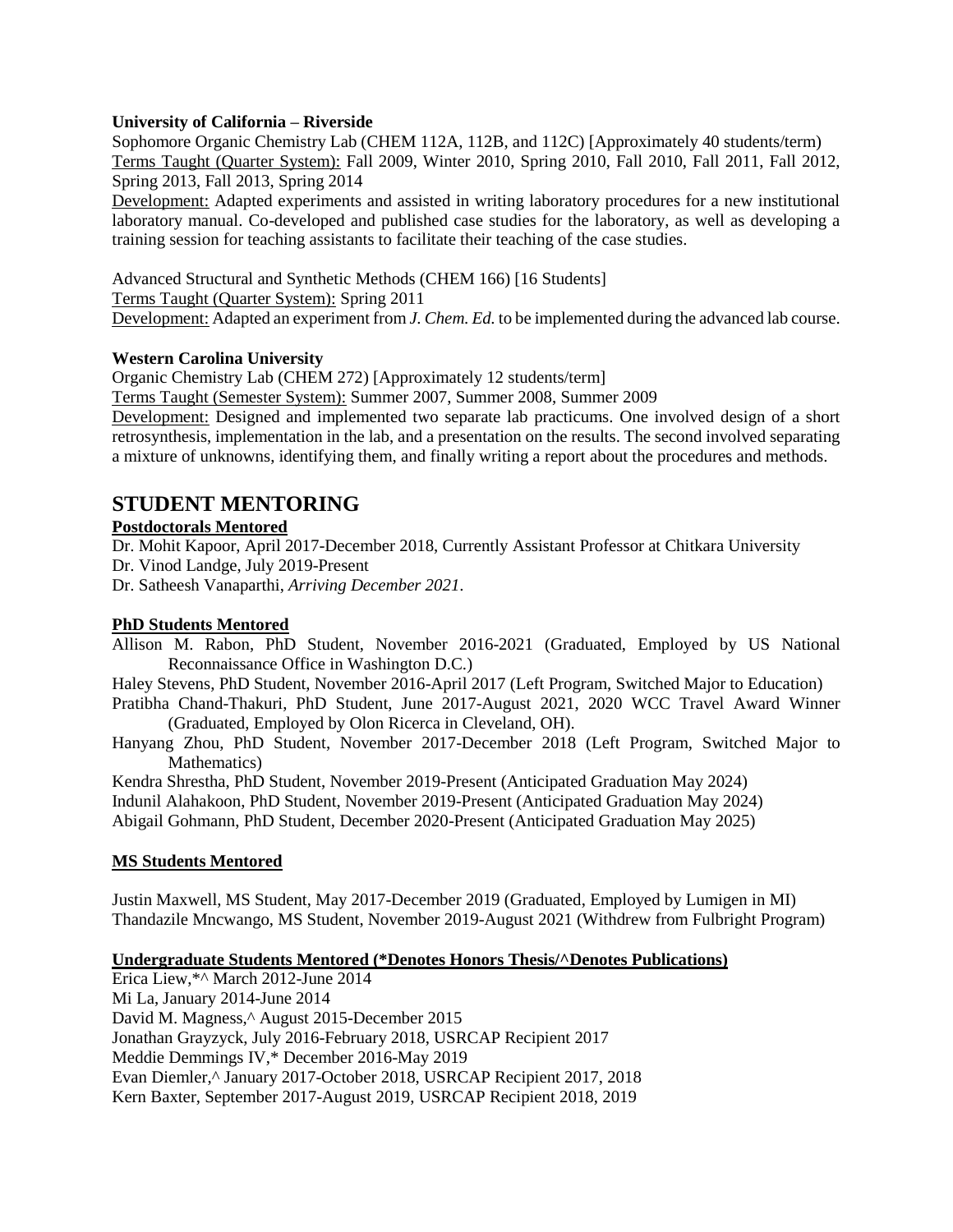**University of California – Riverside**

Sophomore Organic Chemistry Lab (CHEM 112A, 112B, and 112C) [Approximately 40 students/term]

Terms Taught (Quarter System): Fall 2009, Winter 2010, Spring 2010, Fall 2010, Fall 2011, Fall 2012, Spring 2013, Fall 2013, Spring 2014

Development: Adapted experiments and assisted in writing laboratory procedures for a new institutional laboratory manual. Co-developed and published case studies for the laboratory, as well as developing a training session for teaching assistants to facilitate their teaching of the case studies.

Advanced Structural and Synthetic Methods (CHEM 166) [16 Students]

Terms Taught (Quarter System): Spring 2011

Development: Adapted an experiment from *J. Chem. Ed.* to be implemented during the advanced lab course.

**Western Carolina University**

Organic Chemistry Lab (CHEM 272) [Approximately 12 students/term]

Terms Taught (Semester System): Summer 2007, Summer 2008, Summer 2009

Development: Designed and implemented two separate lab practicums. One involved design of a short retrosynthesis, implementation in the lab, and a presentation on the results. The second involved separating a mixture of unknowns, identifying them, and finally writing a report about the procedures and methods.

# STUDENT MENTORING

**Postdoctorals Mentored**

Dr. Mohit Kapoor, April 2017-December 2018, Currently Assistant Professor at Chitkara University
Dr. Vinod Landge, July 2019-Present
Dr. Satheesh Vanaparthi, *Arriving December 2021*.

**PhD Students Mentored**

Allison M. Rabon, PhD Student, November 2016-2021 (Graduated, Employed by US National Reconnaissance Office in Washington D.C.)
Haley Stevens, PhD Student, November 2016-April 2017 (Left Program, Switched Major to Education)
Pratibha Chand-Thakuri, PhD Student, June 2017-August 2021, 2020 WCC Travel Award Winner (Graduated, Employed by Olon Ricerca in Cleveland, OH).
Hanyang Zhou, PhD Student, November 2017-December 2018 (Left Program, Switched Major to Mathematics)
Kendra Shrestha, PhD Student, November 2019-Present (Anticipated Graduation May 2024)
Indunil Alahakoon, PhD Student, November 2019-Present (Anticipated Graduation May 2024)
Abigail Gohmann, PhD Student, December 2020-Present (Anticipated Graduation May 2025)

**MS Students Mentored**

Justin Maxwell, MS Student, May 2017-December 2019 (Graduated, Employed by Lumigen in MI)
Thandazile Mncwango, MS Student, November 2019-August 2021 (Withdrew from Fulbright Program)

**Undergraduate Students Mentored (*Denotes Honors Thesis/^Denotes Publications)**

Erica Liew,*^ March 2012-June 2014
Mi La, January 2014-June 2014
David M. Magness,^ August 2015-December 2015
Jonathan Grayzyck, July 2016-February 2018, USRCAP Recipient 2017
Meddie Demmings IV,* December 2016-May 2019
Evan Diemler,^ January 2017-October 2018, USRCAP Recipient 2017, 2018
Kern Baxter, September 2017-August 2019, USRCAP Recipient 2018, 2019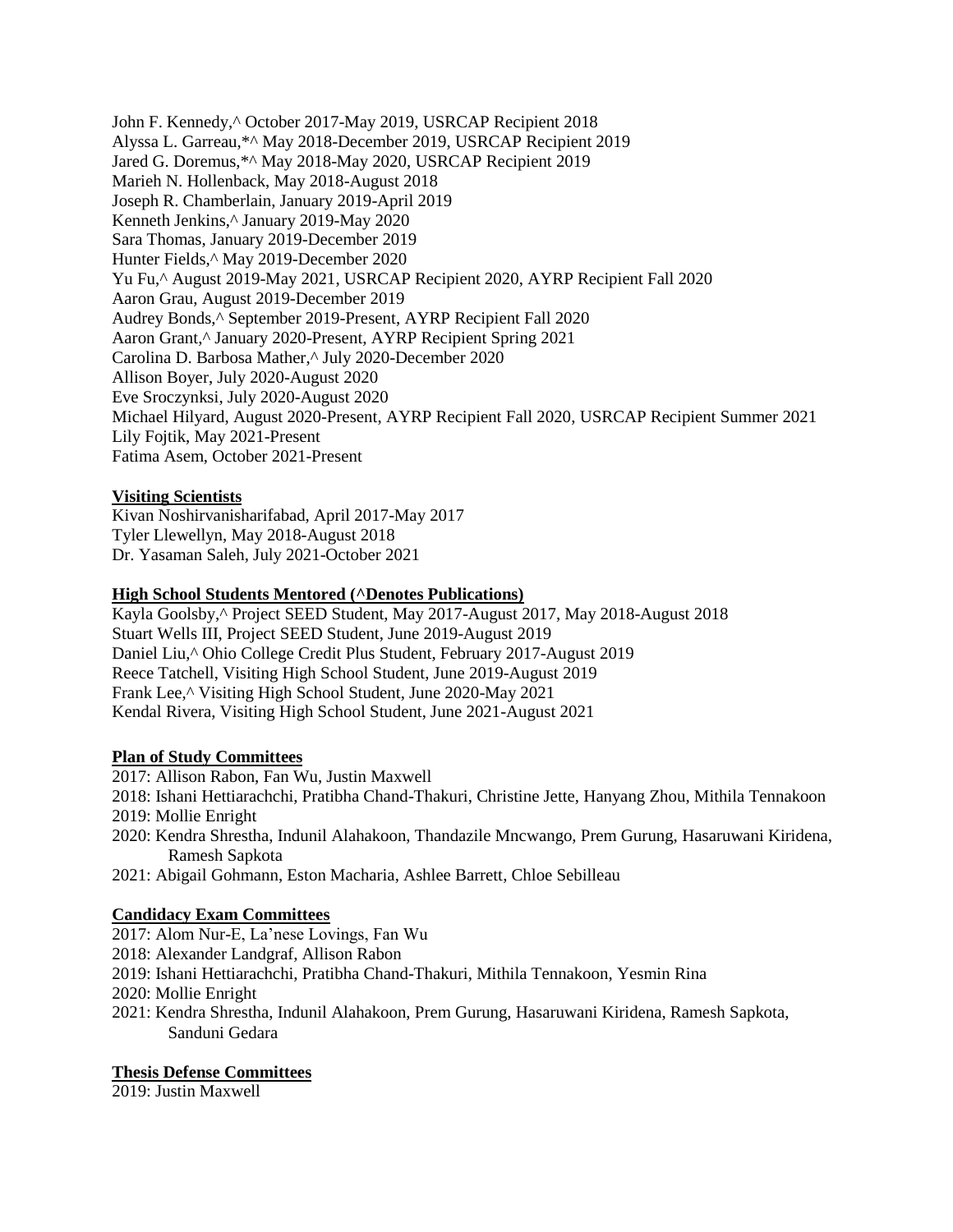John F. Kennedy,^ October 2017-May 2019, USRCAP Recipient 2018  
Alyssa L. Garreau,*^ May 2018-December 2019, USRCAP Recipient 2019  
Jared G. Doremus,*^ May 2018-May 2020, USRCAP Recipient 2019  
Marieh N. Hollenback, May 2018-August 2018  
Joseph R. Chamberlain, January 2019-April 2019  
Kenneth Jenkins,^ January 2019-May 2020  
Sara Thomas, January 2019-December 2019  
Hunter Fields,^ May 2019-December 2020  
Yu Fu,^ August 2019-May 2021, USRCAP Recipient 2020, AYRP Recipient Fall 2020  
Aaron Grau, August 2019-December 2019  
Audrey Bonds,^ September 2019-Present, AYRP Recipient Fall 2020  
Aaron Grant,^ January 2020-Present, AYRP Recipient Spring 2021  
Carolina D. Barbosa Mather,^ July 2020-December 2020  
Allison Boyer, July 2020-August 2020  
Eve Sroczynksi, July 2020-August 2020  
Michael Hilyard, August 2020-Present, AYRP Recipient Fall 2020, USRCAP Recipient Summer 2021  
Lily Fojtik, May 2021-Present  
Fatima Asem, October 2021-Present

**Visiting Scientists**

Kivan Noshirvanisharifabad, April 2017-May 2017  
Tyler Llewellyn, May 2018-August 2018  
Dr. Yasaman Saleh, July 2021-October 2021

**High School Students Mentored (^Denotes Publications)**

Kayla Goolsby,^ Project SEED Student, May 2017-August 2017, May 2018-August 2018  
Stuart Wells III, Project SEED Student, June 2019-August 2019  
Daniel Liu,^ Ohio College Credit Plus Student, February 2017-August 2019  
Reece Tatchell, Visiting High School Student, June 2019-August 2019  
Frank Lee,^ Visiting High School Student, June 2020-May 2021  
Kendal Rivera, Visiting High School Student, June 2021-August 2021

**Plan of Study Committees**

2017: Allison Rabon, Fan Wu, Justin Maxwell  
2018: Ishani Hettiarachchi, Pratibha Chand-Thakuri, Christine Jette, Hanyang Zhou, Mithila Tennakoon  
2019: Mollie Enright  
2020: Kendra Shrestha, Indunil Alahakoon, Thandazile Mncwango, Prem Gurung, Hasaruwani Kiridena, Ramesh Sapkota  
2021: Abigail Gohmann, Eston Macharia, Ashlee Barrett, Chloe Sebilleau

**Candidacy Exam Committees**

2017: Alom Nur-E, La'nese Lovings, Fan Wu  
2018: Alexander Landgraf, Allison Rabon  
2019: Ishani Hettiarachchi, Pratibha Chand-Thakuri, Mithila Tennakoon, Yesmin Rina  
2020: Mollie Enright  
2021: Kendra Shrestha, Indunil Alahakoon, Prem Gurung, Hasaruwani Kiridena, Ramesh Sapkota, Sanduni Gedara

**Thesis Defense Committees**

2019: Justin Maxwell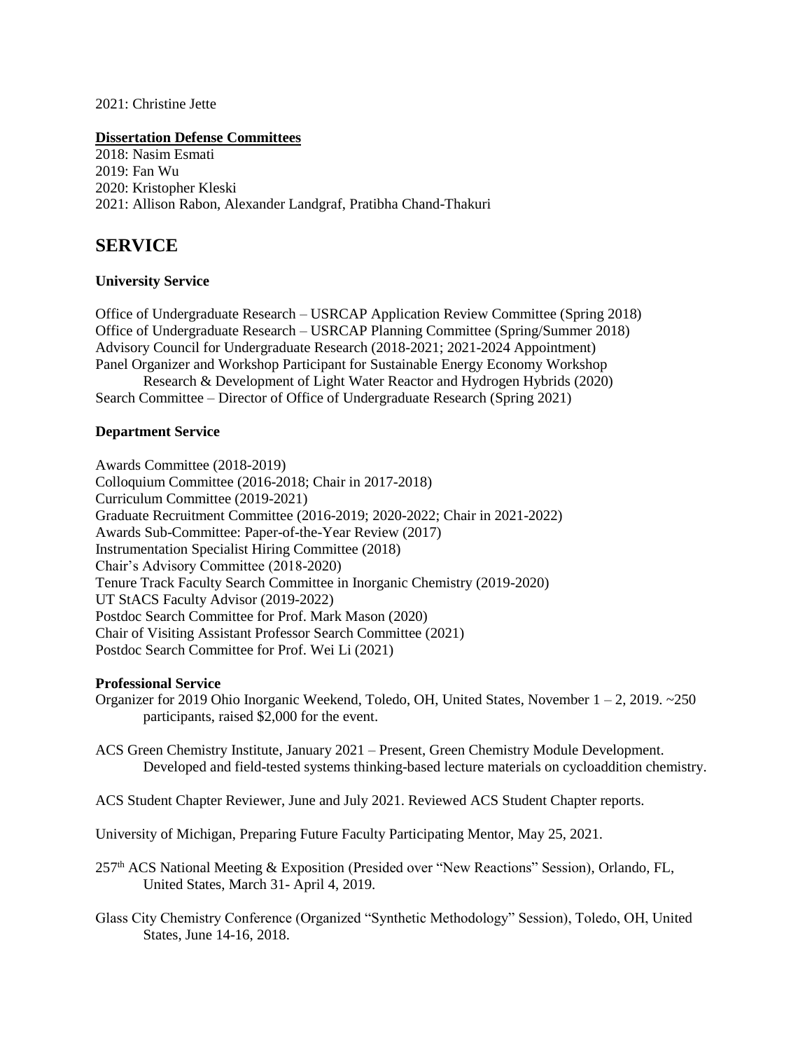2021: Christine Jette

**Dissertation Defense Committees**

2018: Nasim Esmati
2019: Fan Wu
2020: Kristopher Kleski
2021: Allison Rabon, Alexander Landgraf, Pratibha Chand-Thakuri

# SERVICE

### University Service

Office of Undergraduate Research – USRCAP Application Review Committee (Spring 2018)
Office of Undergraduate Research – USRCAP Planning Committee (Spring/Summer 2018)
Advisory Council for Undergraduate Research (2018-2021; 2021-2024 Appointment)
Panel Organizer and Workshop Participant for Sustainable Energy Economy Workshop
  Research & Development of Light Water Reactor and Hydrogen Hybrids (2020)
Search Committee – Director of Office of Undergraduate Research (Spring 2021)

### Department Service

Awards Committee (2018-2019)
Colloquium Committee (2016-2018; Chair in 2017-2018)
Curriculum Committee (2019-2021)
Graduate Recruitment Committee (2016-2019; 2020-2022; Chair in 2021-2022)
Awards Sub-Committee: Paper-of-the-Year Review (2017)
Instrumentation Specialist Hiring Committee (2018)
Chair's Advisory Committee (2018-2020)
Tenure Track Faculty Search Committee in Inorganic Chemistry (2019-2020)
UT StACS Faculty Advisor (2019-2022)
Postdoc Search Committee for Prof. Mark Mason (2020)
Chair of Visiting Assistant Professor Search Committee (2021)
Postdoc Search Committee for Prof. Wei Li (2021)

### Professional Service

Organizer for 2019 Ohio Inorganic Weekend, Toledo, OH, United States, November 1 – 2, 2019. ~250 participants, raised $2,000 for the event.

ACS Green Chemistry Institute, January 2021 – Present, Green Chemistry Module Development. Developed and field-tested systems thinking-based lecture materials on cycloaddition chemistry.

ACS Student Chapter Reviewer, June and July 2021. Reviewed ACS Student Chapter reports.

University of Michigan, Preparing Future Faculty Participating Mentor, May 25, 2021.

257th ACS National Meeting & Exposition (Presided over "New Reactions" Session), Orlando, FL, United States, March 31- April 4, 2019.

Glass City Chemistry Conference (Organized "Synthetic Methodology" Session), Toledo, OH, United States, June 14-16, 2018.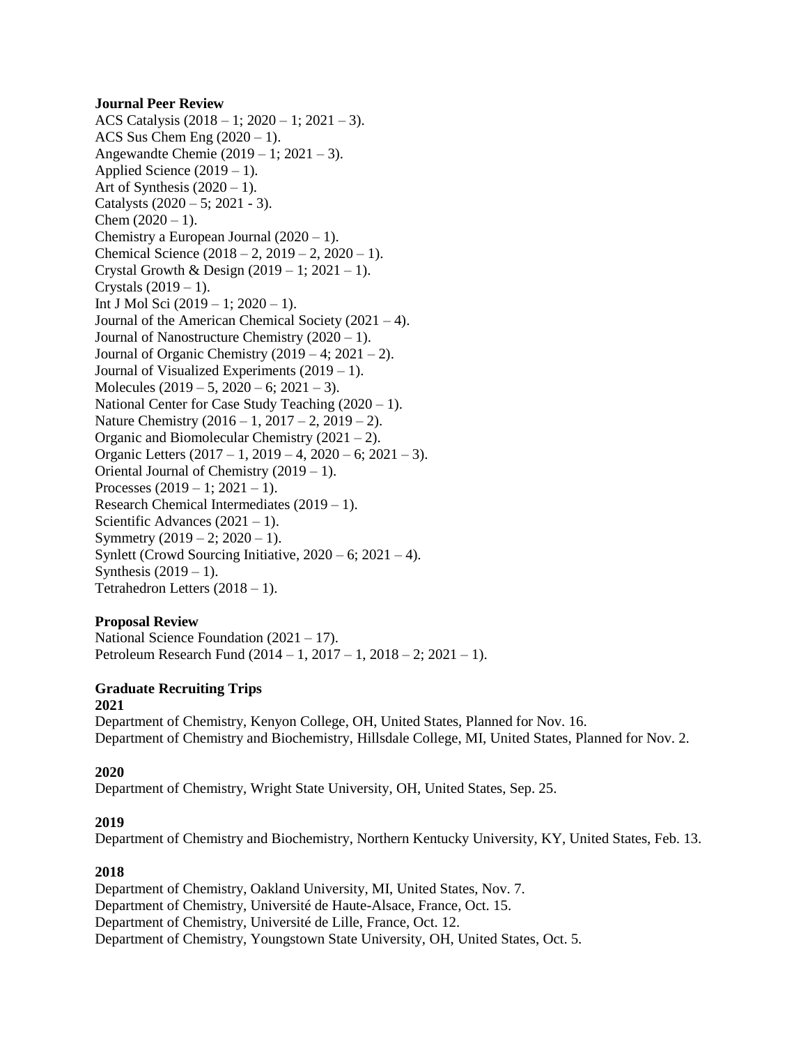**Journal Peer Review**

ACS Catalysis (2018 – 1; 2020 – 1; 2021 – 3).
ACS Sus Chem Eng (2020 – 1).
Angewandte Chemie (2019 – 1; 2021 – 3).
Applied Science (2019 – 1).
Art of Synthesis (2020 – 1).
Catalysts (2020 – 5; 2021 - 3).
Chem (2020 – 1).
Chemistry a European Journal (2020 – 1).
Chemical Science (2018 – 2, 2019 – 2, 2020 – 1).
Crystal Growth & Design (2019 – 1; 2021 – 1).
Crystals (2019 – 1).
Int J Mol Sci (2019 – 1; 2020 – 1).
Journal of the American Chemical Society (2021 – 4).
Journal of Nanostructure Chemistry (2020 – 1).
Journal of Organic Chemistry (2019 – 4; 2021 – 2).
Journal of Visualized Experiments (2019 – 1).
Molecules (2019 – 5, 2020 – 6; 2021 – 3).
National Center for Case Study Teaching (2020 – 1).
Nature Chemistry (2016 – 1, 2017 – 2, 2019 – 2).
Organic and Biomolecular Chemistry (2021 – 2).
Organic Letters (2017 – 1, 2019 – 4, 2020 – 6; 2021 – 3).
Oriental Journal of Chemistry (2019 – 1).
Processes (2019 – 1; 2021 – 1).
Research Chemical Intermediates (2019 – 1).
Scientific Advances (2021 – 1).
Symmetry (2019 – 2; 2020 – 1).
Synlett (Crowd Sourcing Initiative, 2020 – 6; 2021 – 4).
Synthesis (2019 – 1).
Tetrahedron Letters (2018 – 1).

**Proposal Review**

National Science Foundation (2021 – 17).
Petroleum Research Fund (2014 – 1, 2017 – 1, 2018 – 2; 2021 – 1).

**Graduate Recruiting Trips**

**2021**

Department of Chemistry, Kenyon College, OH, United States, Planned for Nov. 16.
Department of Chemistry and Biochemistry, Hillsdale College, MI, United States, Planned for Nov. 2.

**2020**

Department of Chemistry, Wright State University, OH, United States, Sep. 25.

**2019**

Department of Chemistry and Biochemistry, Northern Kentucky University, KY, United States, Feb. 13.

**2018**

Department of Chemistry, Oakland University, MI, United States, Nov. 7.
Department of Chemistry, Université de Haute-Alsace, France, Oct. 15.
Department of Chemistry, Université de Lille, France, Oct. 12.
Department of Chemistry, Youngstown State University, OH, United States, Oct. 5.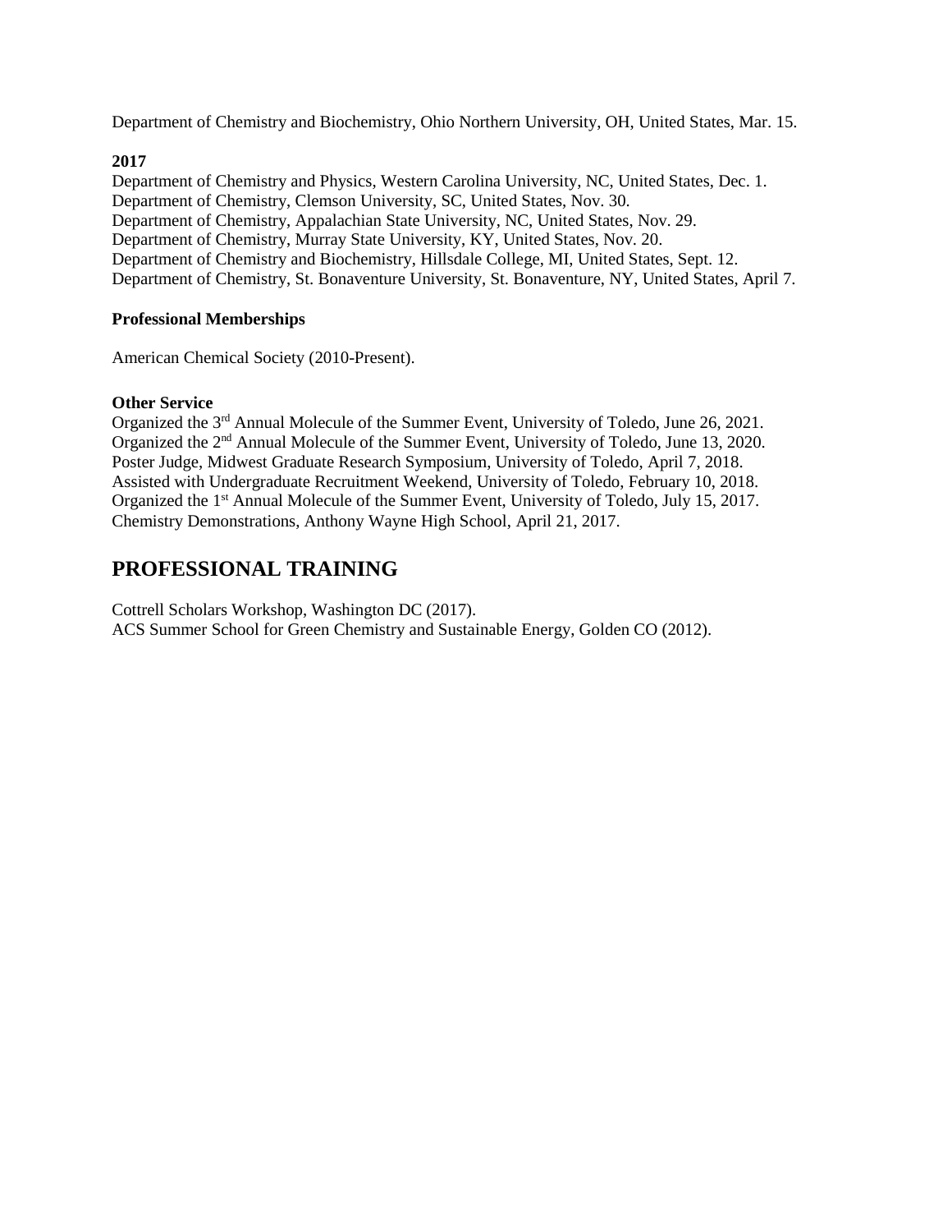Department of Chemistry and Biochemistry, Ohio Northern University, OH, United States, Mar. 15.

**2017**

Department of Chemistry and Physics, Western Carolina University, NC, United States, Dec. 1.
Department of Chemistry, Clemson University, SC, United States, Nov. 30.
Department of Chemistry, Appalachian State University, NC, United States, Nov. 29.
Department of Chemistry, Murray State University, KY, United States, Nov. 20.
Department of Chemistry and Biochemistry, Hillsdale College, MI, United States, Sept. 12.
Department of Chemistry, St. Bonaventure University, St. Bonaventure, NY, United States, April 7.

**Professional Memberships**

American Chemical Society (2010-Present).

**Other Service**

Organized the 3rd Annual Molecule of the Summer Event, University of Toledo, June 26, 2021.
Organized the 2nd Annual Molecule of the Summer Event, University of Toledo, June 13, 2020.
Poster Judge, Midwest Graduate Research Symposium, University of Toledo, April 7, 2018.
Assisted with Undergraduate Recruitment Weekend, University of Toledo, February 10, 2018.
Organized the 1st Annual Molecule of the Summer Event, University of Toledo, July 15, 2017.
Chemistry Demonstrations, Anthony Wayne High School, April 21, 2017.

## PROFESSIONAL TRAINING

Cottrell Scholars Workshop, Washington DC (2017).
ACS Summer School for Green Chemistry and Sustainable Energy, Golden CO (2012).